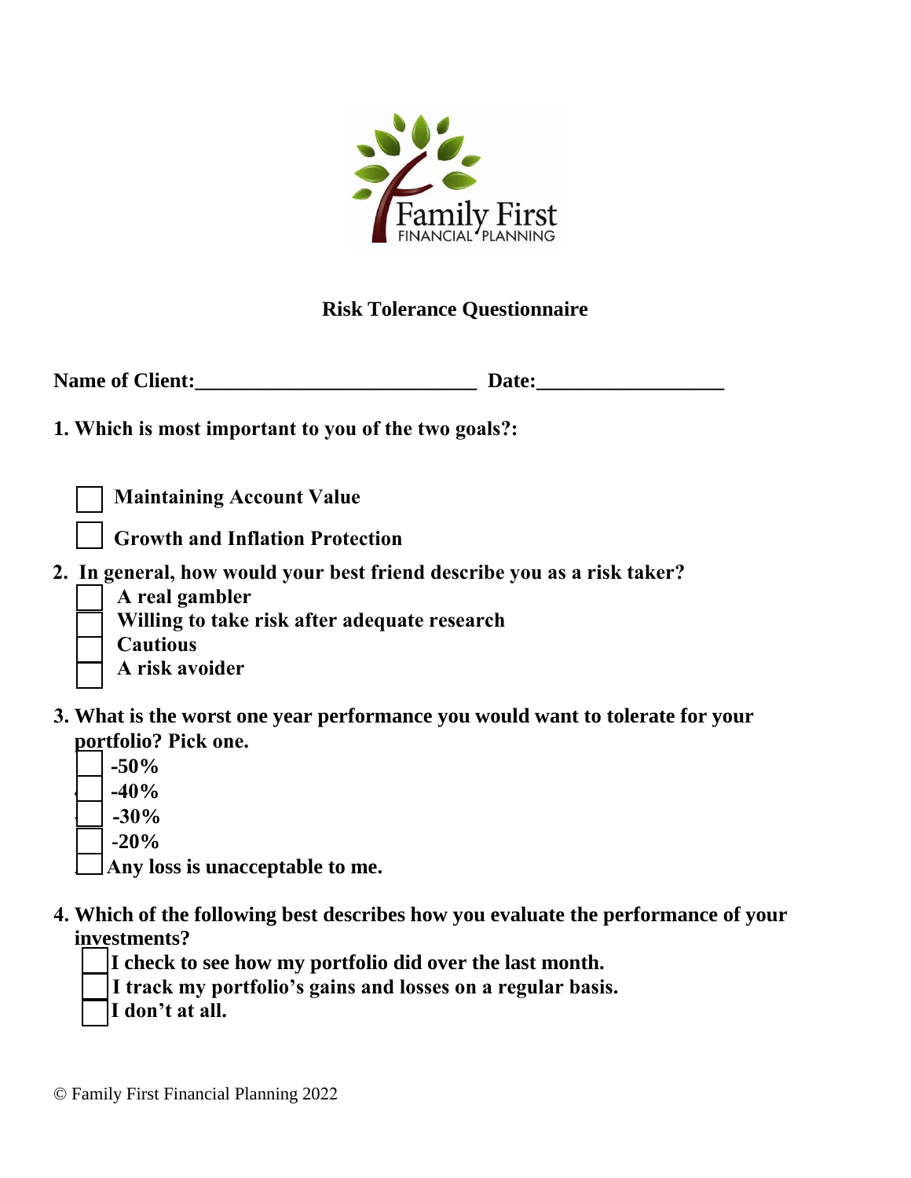Family First
FINANCIAL PLANNING

## Risk Tolerance Questionnaire

**Name of Client:\_\_\_\_\_\_\_\_\_\_\_\_\_\_\_\_\_\_\_\_\_\_\_\_\_\_\_\_ Date:\_\_\_\_\_\_\_\_\_\_\_\_\_\_\_\_\_\_\_**

**1. Which is most important to you of the two goals?:**

- [ ] **Maintaining Account Value**
- [ ] **Growth and Inflation Protection**

**2. In general, how would your best friend describe you as a risk taker?**

- [ ] **A real gambler**
- [ ] **Willing to take risk after adequate research**
- [ ] **Cautious**
- [ ] **A risk avoider**

**3. What is the worst one year performance you would want to tolerate for your portfolio? Pick one.**

- [ ] **-50%**
- [ ] **-40%**
- [ ] **-30%**
- [ ] **-20%**
- [ ] **Any loss is unacceptable to me.**

**4. Which of the following best describes how you evaluate the performance of your investments?**

- [ ] **I check to see how my portfolio did over the last month.**
- [ ] **I track my portfolio's gains and losses on a regular basis.**
- [ ] **I don't at all.**

© Family First Financial Planning 2022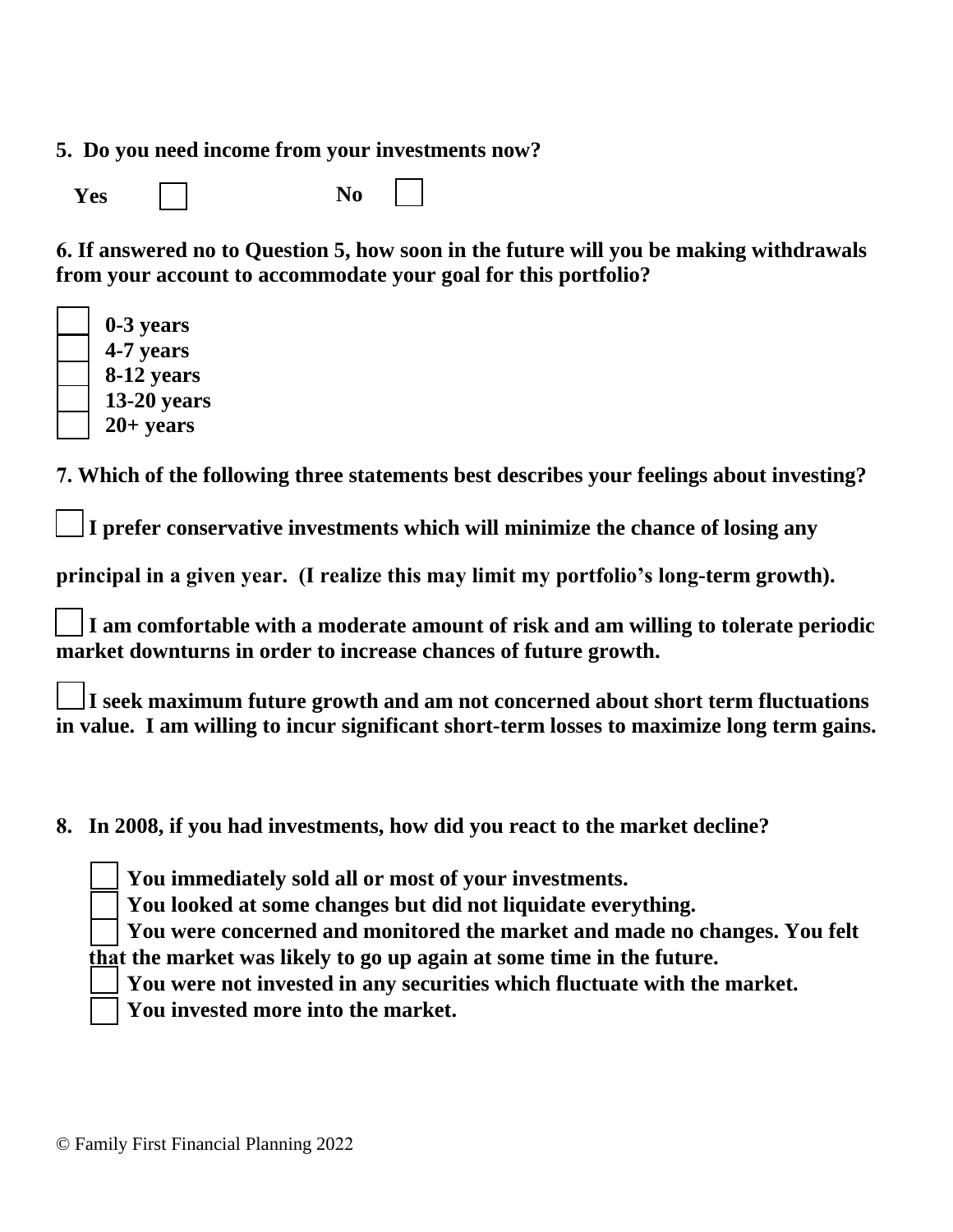**5. Do you need income from your investments now?**

**Yes** ☐ **No** ☐

**6. If answered no to Question 5, how soon in the future will you be making withdrawals from your account to accommodate your goal for this portfolio?**

- ☐ **0-3 years**
- ☐ **4-7 years**
- ☐ **8-12 years**
- ☐ **13-20 years**
- ☐ **20+ years**

**7. Which of the following three statements best describes your feelings about investing?**

☐ **I prefer conservative investments which will minimize the chance of losing any principal in a given year. (I realize this may limit my portfolio's long-term growth).**

☐ **I am comfortable with a moderate amount of risk and am willing to tolerate periodic market downturns in order to increase chances of future growth.**

☐ **I seek maximum future growth and am not concerned about short term fluctuations in value. I am willing to incur significant short-term losses to maximize long term gains.**

**8. In 2008, if you had investments, how did you react to the market decline?**

- ☐ **You immediately sold all or most of your investments.**
- ☐ **You looked at some changes but did not liquidate everything.**
- ☐ **You were concerned and monitored the market and made no changes. You felt that the market was likely to go up again at some time in the future.**
- ☐ **You were not invested in any securities which fluctuate with the market.**
- ☐ **You invested more into the market.**

© Family First Financial Planning 2022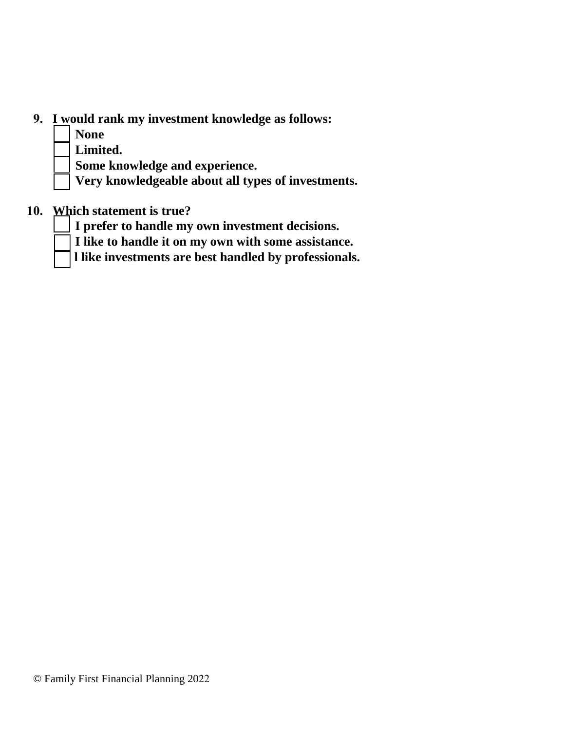9. **I would rank my investment knowledge as follows:**
   - [ ] **None**
   - [ ] **Limited.**
   - [ ] **Some knowledge and experience.**
   - [ ] **Very knowledgeable about all types of investments.**

10. **Which statement is true?**
    - [ ] **I prefer to handle my own investment decisions.**
    - [ ] **I like to handle it on my own with some assistance.**
    - [ ] **l like investments are best handled by professionals.**

© Family First Financial Planning 2022